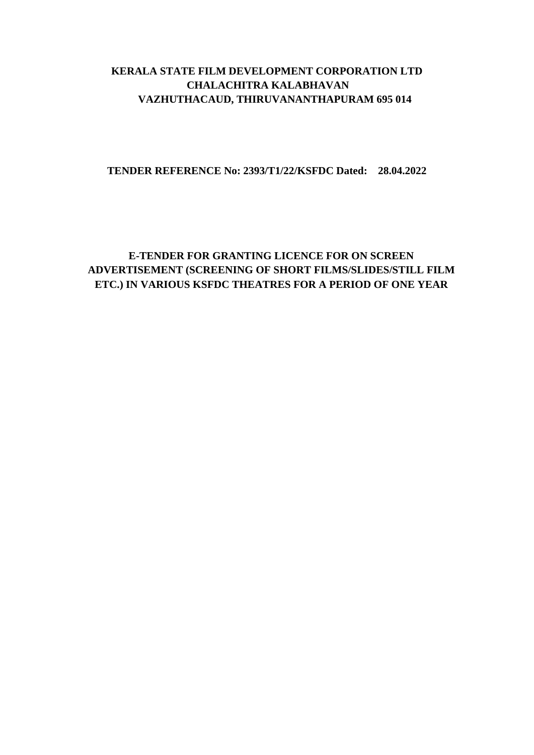**KERALA STATE FILM DEVELOPMENT CORPORATION LTD**
**CHALACHITRA KALABHAVAN**
**VAZHUTHACAUD, THIRUVANANTHAPURAM 695 014**

**TENDER REFERENCE No: 2393/T1/22/KSFDC Dated: 28.04.2022**

# E-TENDER FOR GRANTING LICENCE FOR ON SCREEN ADVERTISEMENT (SCREENING OF SHORT FILMS/SLIDES/STILL FILM ETC.) IN VARIOUS KSFDC THEATRES FOR A PERIOD OF ONE YEAR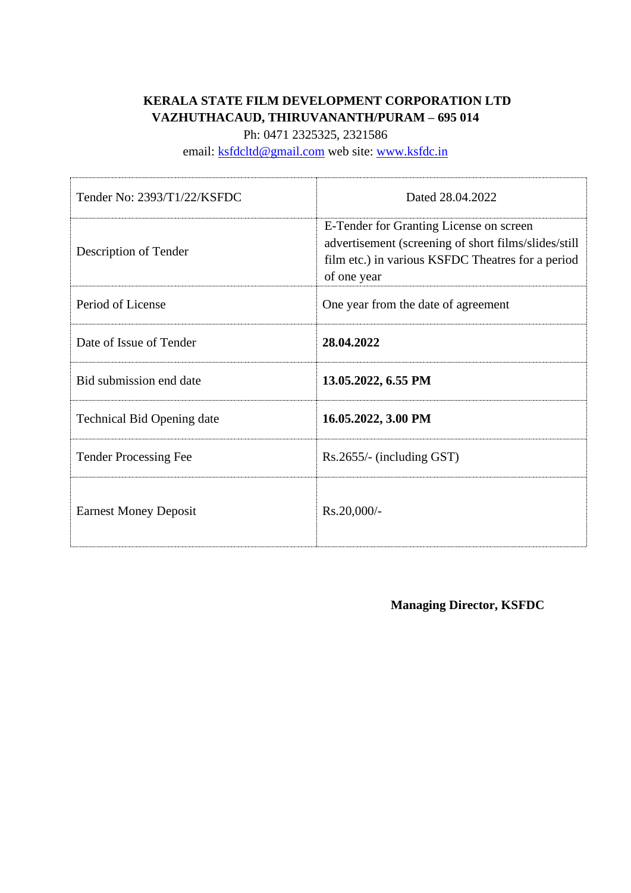**KERALA STATE FILM DEVELOPMENT CORPORATION LTD**
**VAZHUTHACAUD, THIRUVANANTH/PURAM – 695 014**

Ph: 0471 2325325, 2321586

email: ksfdcltd@gmail.com web site: www.ksfdc.in

| Tender No: 2393/T1/22/KSFDC | Dated 28.04.2022 |
|---|---|
| Description of Tender | E-Tender for Granting License on screen advertisement (screening of short films/slides/still film etc.) in various KSFDC Theatres for a period of one year |
| Period of License | One year from the date of agreement |
| Date of Issue of Tender | **28.04.2022** |
| Bid submission end date | **13.05.2022, 6.55 PM** |
| Technical Bid Opening date | **16.05.2022, 3.00 PM** |
| Tender Processing Fee | Rs.2655/- (including GST) |
| Earnest Money Deposit | Rs.20,000/- |

**Managing Director, KSFDC**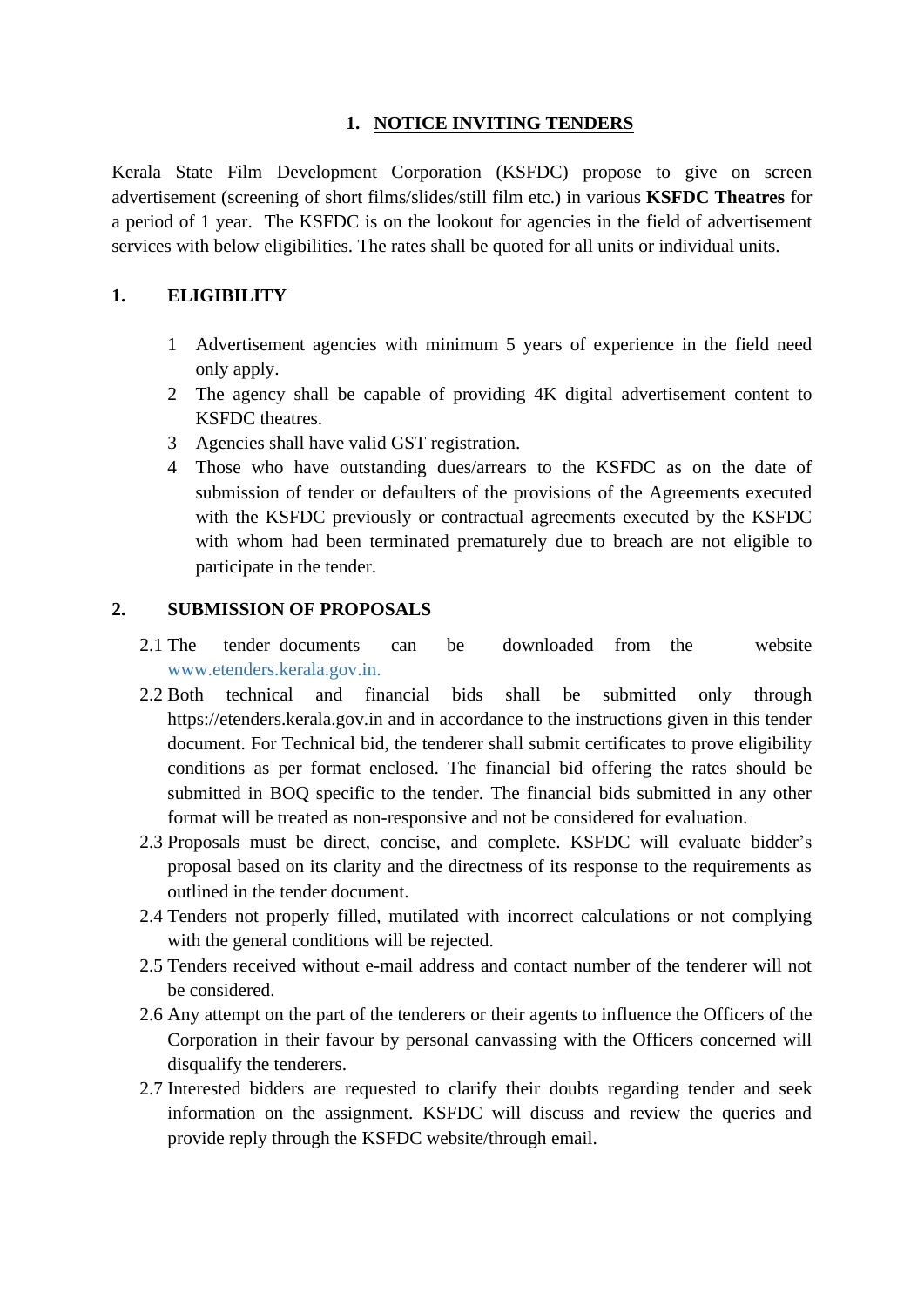# 1. NOTICE INVITING TENDERS

Kerala State Film Development Corporation (KSFDC) propose to give on screen advertisement (screening of short films/slides/still film etc.) in various **KSFDC Theatres** for a period of 1 year. The KSFDC is on the lookout for agencies in the field of advertisement services with below eligibilities. The rates shall be quoted for all units or individual units.

## 1. ELIGIBILITY

1. Advertisement agencies with minimum 5 years of experience in the field need only apply.
2. The agency shall be capable of providing 4K digital advertisement content to KSFDC theatres.
3. Agencies shall have valid GST registration.
4. Those who have outstanding dues/arrears to the KSFDC as on the date of submission of tender or defaulters of the provisions of the Agreements executed with the KSFDC previously or contractual agreements executed by the KSFDC with whom had been terminated prematurely due to breach are not eligible to participate in the tender.

## 2. SUBMISSION OF PROPOSALS

2.1 The tender documents can be downloaded from the website www.etenders.kerala.gov.in.

2.2 Both technical and financial bids shall be submitted only through https://etenders.kerala.gov.in and in accordance to the instructions given in this tender document. For Technical bid, the tenderer shall submit certificates to prove eligibility conditions as per format enclosed. The financial bid offering the rates should be submitted in BOQ specific to the tender. The financial bids submitted in any other format will be treated as non-responsive and not be considered for evaluation.

2.3 Proposals must be direct, concise, and complete. KSFDC will evaluate bidder's proposal based on its clarity and the directness of its response to the requirements as outlined in the tender document.

2.4 Tenders not properly filled, mutilated with incorrect calculations or not complying with the general conditions will be rejected.

2.5 Tenders received without e-mail address and contact number of the tenderer will not be considered.

2.6 Any attempt on the part of the tenderers or their agents to influence the Officers of the Corporation in their favour by personal canvassing with the Officers concerned will disqualify the tenderers.

2.7 Interested bidders are requested to clarify their doubts regarding tender and seek information on the assignment. KSFDC will discuss and review the queries and provide reply through the KSFDC website/through email.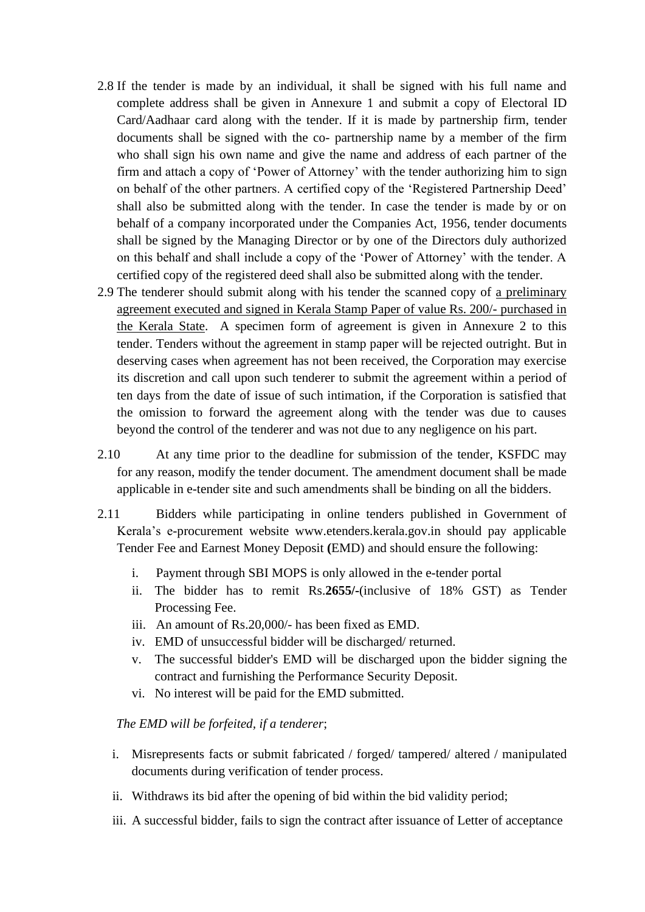2.8 If the tender is made by an individual, it shall be signed with his full name and complete address shall be given in Annexure 1 and submit a copy of Electoral ID Card/Aadhaar card along with the tender. If it is made by partnership firm, tender documents shall be signed with the co- partnership name by a member of the firm who shall sign his own name and give the name and address of each partner of the firm and attach a copy of 'Power of Attorney' with the tender authorizing him to sign on behalf of the other partners. A certified copy of the 'Registered Partnership Deed' shall also be submitted along with the tender. In case the tender is made by or on behalf of a company incorporated under the Companies Act, 1956, tender documents shall be signed by the Managing Director or by one of the Directors duly authorized on this behalf and shall include a copy of the 'Power of Attorney' with the tender. A certified copy of the registered deed shall also be submitted along with the tender.

2.9 The tenderer should submit along with his tender the scanned copy of <u>a preliminary agreement executed and signed in Kerala Stamp Paper of value Rs. 200/- purchased in the Kerala State</u>. A specimen form of agreement is given in Annexure 2 to this tender. Tenders without the agreement in stamp paper will be rejected outright. But in deserving cases when agreement has not been received, the Corporation may exercise its discretion and call upon such tenderer to submit the agreement within a period of ten days from the date of issue of such intimation, if the Corporation is satisfied that the omission to forward the agreement along with the tender was due to causes beyond the control of the tenderer and was not due to any negligence on his part.

2.10 At any time prior to the deadline for submission of the tender, KSFDC may for any reason, modify the tender document. The amendment document shall be made applicable in e-tender site and such amendments shall be binding on all the bidders.

2.11 Bidders while participating in online tenders published in Government of Kerala's e-procurement website www.etenders.kerala.gov.in should pay applicable Tender Fee and Earnest Money Deposit **(**EMD) and should ensure the following:

i. Payment through SBI MOPS is only allowed in the e-tender portal
ii. The bidder has to remit Rs.**2655/-**(inclusive of 18% GST) as Tender Processing Fee.
iii. An amount of Rs.20,000/- has been fixed as EMD.
iv. EMD of unsuccessful bidder will be discharged/ returned.
v. The successful bidder's EMD will be discharged upon the bidder signing the contract and furnishing the Performance Security Deposit.
vi. No interest will be paid for the EMD submitted.

*The EMD will be forfeited, if a tenderer*;

i. Misrepresents facts or submit fabricated / forged/ tampered/ altered / manipulated documents during verification of tender process.
ii. Withdraws its bid after the opening of bid within the bid validity period;
iii. A successful bidder, fails to sign the contract after issuance of Letter of acceptance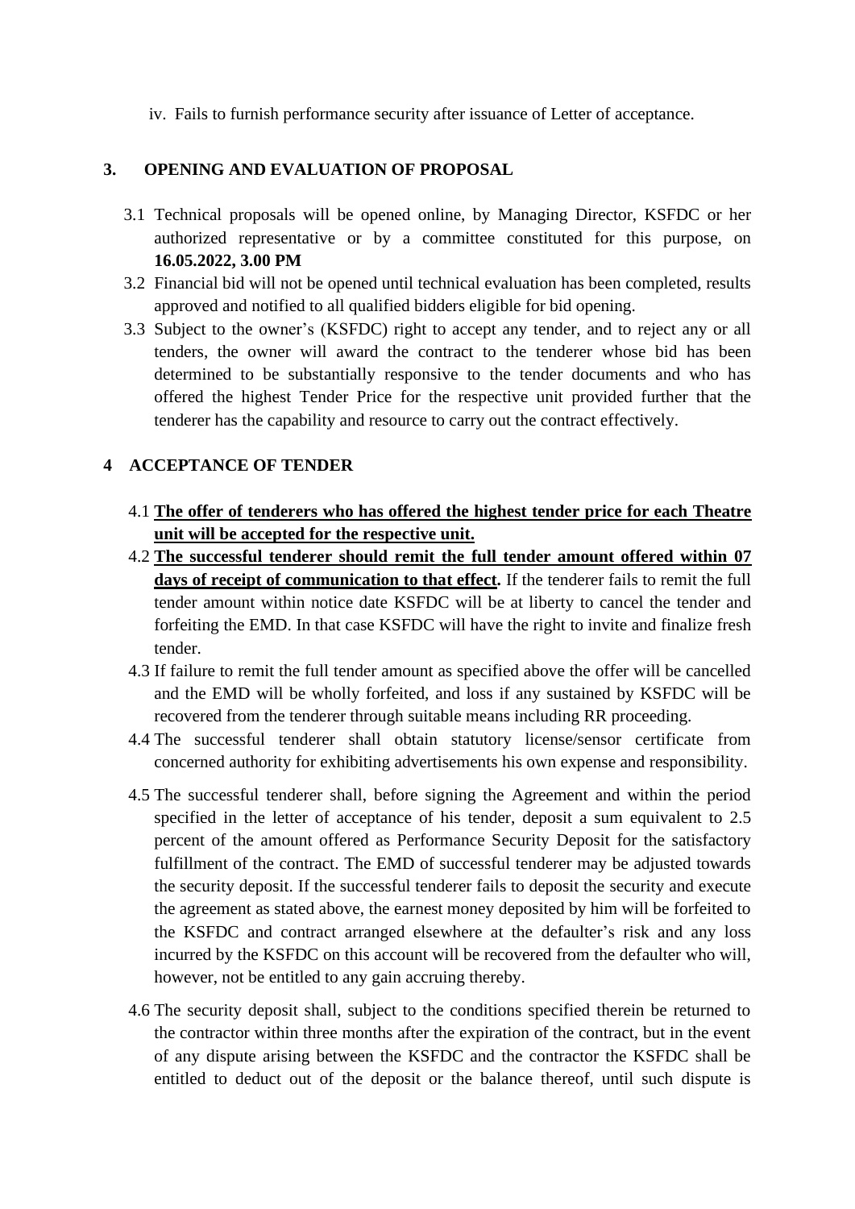iv. Fails to furnish performance security after issuance of Letter of acceptance.

## 3. OPENING AND EVALUATION OF PROPOSAL

3.1 Technical proposals will be opened online, by Managing Director, KSFDC or her authorized representative or by a committee constituted for this purpose, on **16.05.2022, 3.00 PM**

3.2 Financial bid will not be opened until technical evaluation has been completed, results approved and notified to all qualified bidders eligible for bid opening.

3.3 Subject to the owner's (KSFDC) right to accept any tender, and to reject any or all tenders, the owner will award the contract to the tenderer whose bid has been determined to be substantially responsive to the tender documents and who has offered the highest Tender Price for the respective unit provided further that the tenderer has the capability and resource to carry out the contract effectively.

## 4 ACCEPTANCE OF TENDER

4.1 **<u>The offer of tenderers who has offered the highest tender price for each Theatre unit will be accepted for the respective unit.</u>**

4.2 **<u>The successful tenderer should remit the full tender amount offered within 07 days of receipt of communication to that effect</u>.** If the tenderer fails to remit the full tender amount within notice date KSFDC will be at liberty to cancel the tender and forfeiting the EMD. In that case KSFDC will have the right to invite and finalize fresh tender.

4.3 If failure to remit the full tender amount as specified above the offer will be cancelled and the EMD will be wholly forfeited, and loss if any sustained by KSFDC will be recovered from the tenderer through suitable means including RR proceeding.

4.4 The successful tenderer shall obtain statutory license/sensor certificate from concerned authority for exhibiting advertisements his own expense and responsibility.

4.5 The successful tenderer shall, before signing the Agreement and within the period specified in the letter of acceptance of his tender, deposit a sum equivalent to 2.5 percent of the amount offered as Performance Security Deposit for the satisfactory fulfillment of the contract. The EMD of successful tenderer may be adjusted towards the security deposit. If the successful tenderer fails to deposit the security and execute the agreement as stated above, the earnest money deposited by him will be forfeited to the KSFDC and contract arranged elsewhere at the defaulter's risk and any loss incurred by the KSFDC on this account will be recovered from the defaulter who will, however, not be entitled to any gain accruing thereby.

4.6 The security deposit shall, subject to the conditions specified therein be returned to the contractor within three months after the expiration of the contract, but in the event of any dispute arising between the KSFDC and the contractor the KSFDC shall be entitled to deduct out of the deposit or the balance thereof, until such dispute is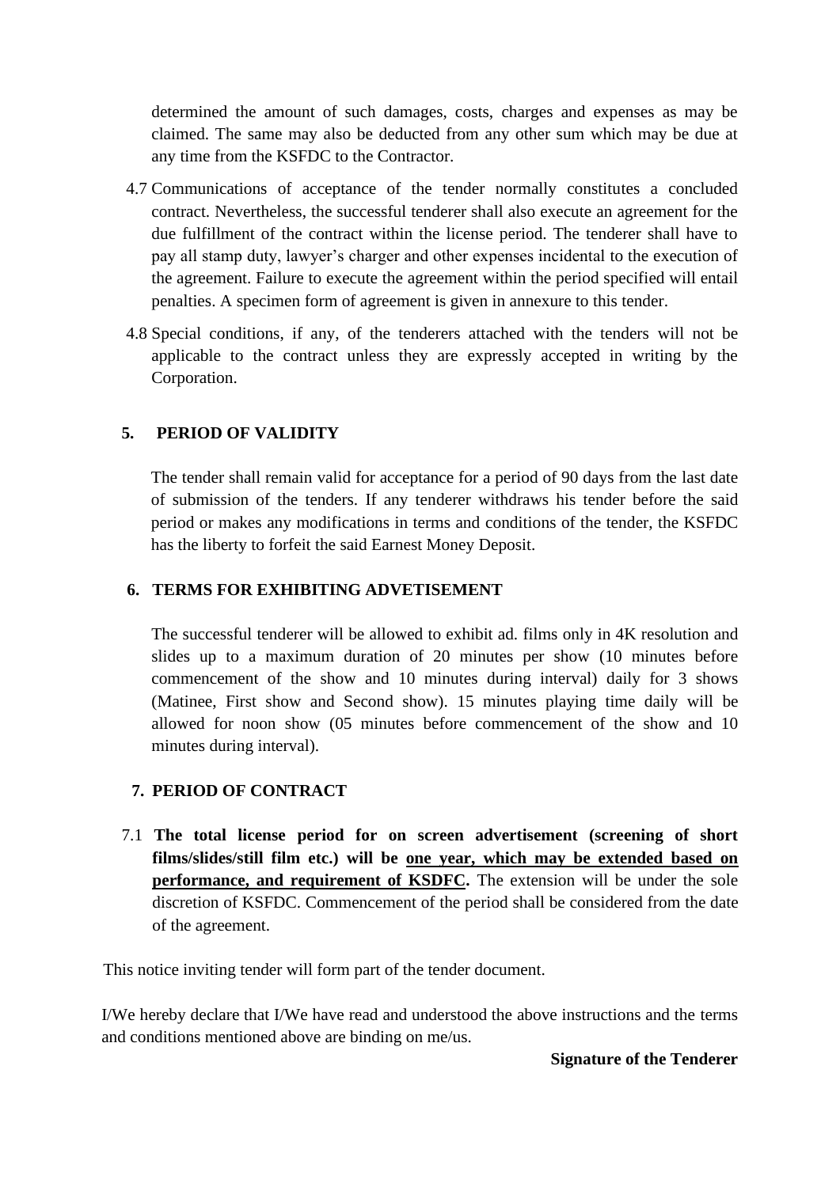determined the amount of such damages, costs, charges and expenses as may be claimed. The same may also be deducted from any other sum which may be due at any time from the KSFDC to the Contractor.

4.7 Communications of acceptance of the tender normally constitutes a concluded contract. Nevertheless, the successful tenderer shall also execute an agreement for the due fulfillment of the contract within the license period. The tenderer shall have to pay all stamp duty, lawyer's charger and other expenses incidental to the execution of the agreement. Failure to execute the agreement within the period specified will entail penalties. A specimen form of agreement is given in annexure to this tender.

4.8 Special conditions, if any, of the tenderers attached with the tenders will not be applicable to the contract unless they are expressly accepted in writing by the Corporation.

## 5. PERIOD OF VALIDITY

The tender shall remain valid for acceptance for a period of 90 days from the last date of submission of the tenders. If any tenderer withdraws his tender before the said period or makes any modifications in terms and conditions of the tender, the KSFDC has the liberty to forfeit the said Earnest Money Deposit.

## 6. TERMS FOR EXHIBITING ADVETISEMENT

The successful tenderer will be allowed to exhibit ad. films only in 4K resolution and slides up to a maximum duration of 20 minutes per show (10 minutes before commencement of the show and 10 minutes during interval) daily for 3 shows (Matinee, First show and Second show). 15 minutes playing time daily will be allowed for noon show (05 minutes before commencement of the show and 10 minutes during interval).

## 7. PERIOD OF CONTRACT

7.1 **The total license period for on screen advertisement (screening of short films/slides/still film etc.) will be <u>one year, which may be extended based on performance, and requirement of KSDFC</u>.** The extension will be under the sole discretion of KSFDC. Commencement of the period shall be considered from the date of the agreement.

This notice inviting tender will form part of the tender document.

I/We hereby declare that I/We have read and understood the above instructions and the terms and conditions mentioned above are binding on me/us.

**Signature of the Tenderer**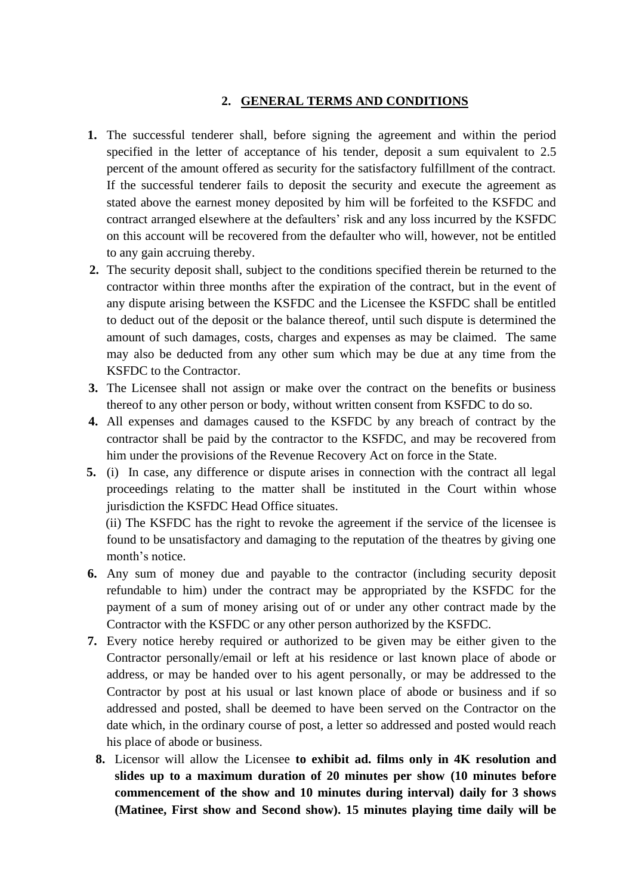## 2. GENERAL TERMS AND CONDITIONS

1. The successful tenderer shall, before signing the agreement and within the period specified in the letter of acceptance of his tender, deposit a sum equivalent to 2.5 percent of the amount offered as security for the satisfactory fulfillment of the contract. If the successful tenderer fails to deposit the security and execute the agreement as stated above the earnest money deposited by him will be forfeited to the KSFDC and contract arranged elsewhere at the defaulters' risk and any loss incurred by the KSFDC on this account will be recovered from the defaulter who will, however, not be entitled to any gain accruing thereby.
2. The security deposit shall, subject to the conditions specified therein be returned to the contractor within three months after the expiration of the contract, but in the event of any dispute arising between the KSFDC and the Licensee the KSFDC shall be entitled to deduct out of the deposit or the balance thereof, until such dispute is determined the amount of such damages, costs, charges and expenses as may be claimed. The same may also be deducted from any other sum which may be due at any time from the KSFDC to the Contractor.
3. The Licensee shall not assign or make over the contract on the benefits or business thereof to any other person or body, without written consent from KSFDC to do so.
4. All expenses and damages caused to the KSFDC by any breach of contract by the contractor shall be paid by the contractor to the KSFDC, and may be recovered from him under the provisions of the Revenue Recovery Act on force in the State.
5. (i) In case, any difference or dispute arises in connection with the contract all legal proceedings relating to the matter shall be instituted in the Court within whose jurisdiction the KSFDC Head Office situates.

   (ii) The KSFDC has the right to revoke the agreement if the service of the licensee is found to be unsatisfactory and damaging to the reputation of the theatres by giving one month's notice.
6. Any sum of money due and payable to the contractor (including security deposit refundable to him) under the contract may be appropriated by the KSFDC for the payment of a sum of money arising out of or under any other contract made by the Contractor with the KSFDC or any other person authorized by the KSFDC.
7. Every notice hereby required or authorized to be given may be either given to the Contractor personally/email or left at his residence or last known place of abode or address, or may be handed over to his agent personally, or may be addressed to the Contractor by post at his usual or last known place of abode or business and if so addressed and posted, shall be deemed to have been served on the Contractor on the date which, in the ordinary course of post, a letter so addressed and posted would reach his place of abode or business.
8. Licensor will allow the Licensee **to exhibit ad. films only in 4K resolution and slides up to a maximum duration of 20 minutes per show (10 minutes before commencement of the show and 10 minutes during interval) daily for 3 shows (Matinee, First show and Second show). 15 minutes playing time daily will be**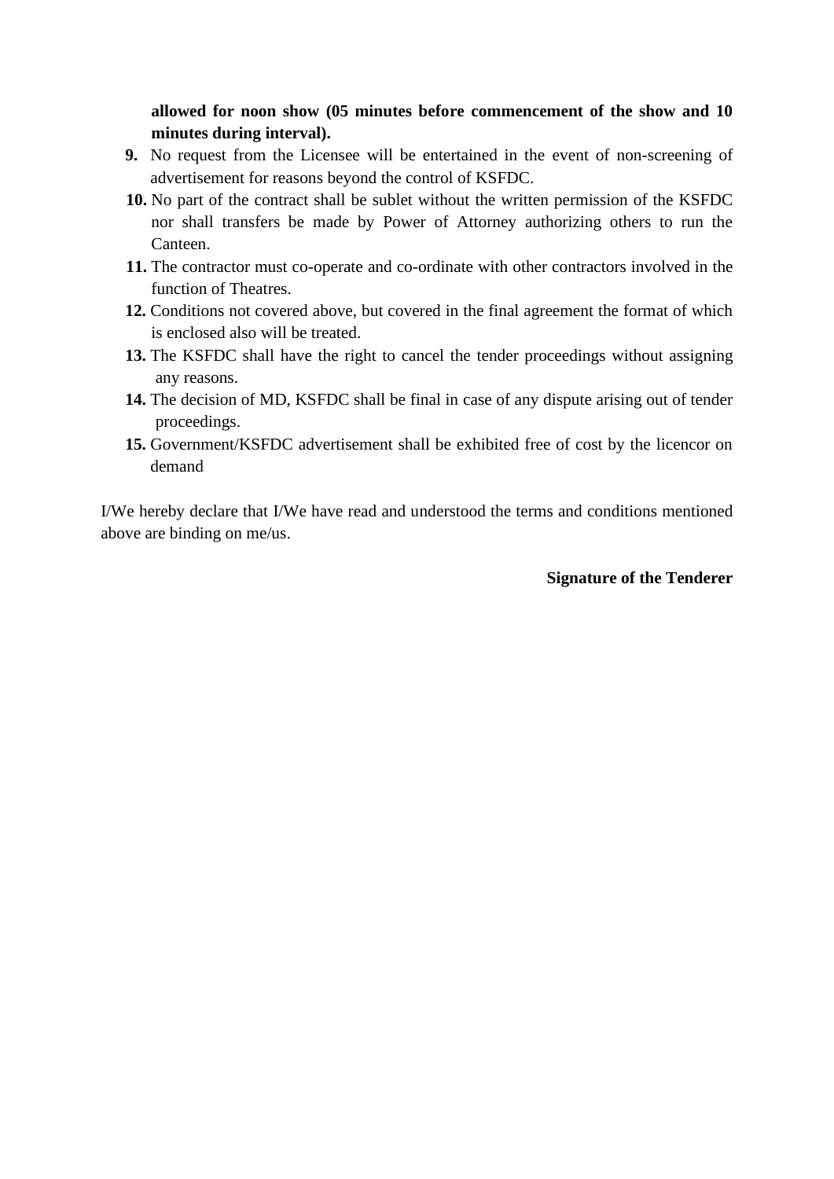**allowed for noon show (05 minutes before commencement of the show and 10 minutes during interval).**

9. No request from the Licensee will be entertained in the event of non-screening of advertisement for reasons beyond the control of KSFDC.
10. No part of the contract shall be sublet without the written permission of the KSFDC nor shall transfers be made by Power of Attorney authorizing others to run the Canteen.
11. The contractor must co-operate and co-ordinate with other contractors involved in the function of Theatres.
12. Conditions not covered above, but covered in the final agreement the format of which is enclosed also will be treated.
13. The KSFDC shall have the right to cancel the tender proceedings without assigning any reasons.
14. The decision of MD, KSFDC shall be final in case of any dispute arising out of tender proceedings.
15. Government/KSFDC advertisement shall be exhibited free of cost by the licencor on demand

I/We hereby declare that I/We have read and understood the terms and conditions mentioned above are binding on me/us.

**Signature of the Tenderer**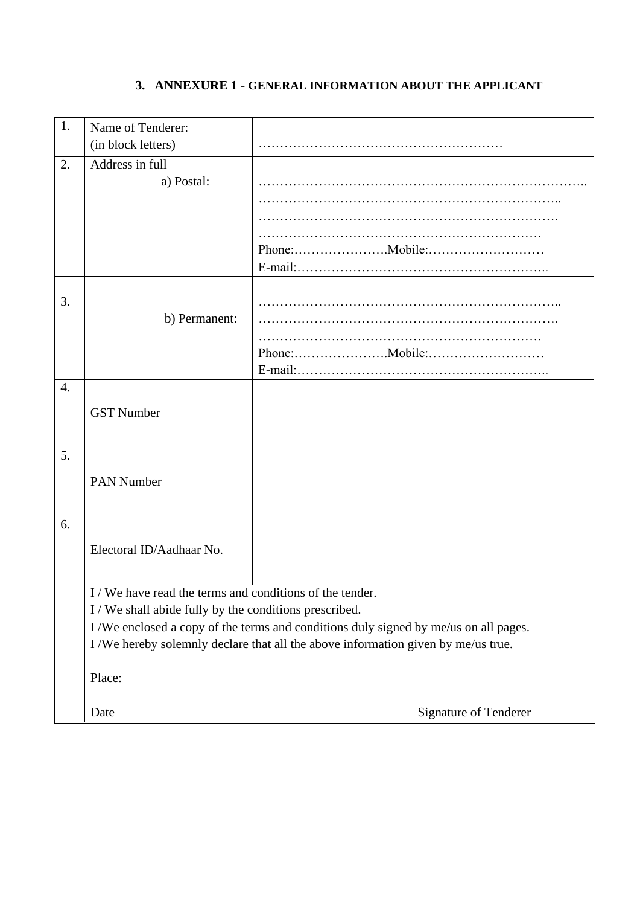### 3. ANNEXURE 1 - GENERAL INFORMATION ABOUT THE APPLICANT

| | | |
|---|---|---|
| 1. | Name of Tenderer:<br>(in block letters) | ………………………………………………… |
| 2. | Address in full<br>a) Postal: | ………………………………………………………………..<br>……………………………………………………………..<br>…………………………………………………………….<br>…………………………………………………………<br>Phone:………………….Mobile:………………………<br>E-mail:………………………………………………….. |
| 3. | b) Permanent: | ……………………………………………………………..<br>…………………………………………………………….<br>…………………………………………………………<br>Phone:………………….Mobile:………………………<br>E-mail:………………………………………………….. |
| 4. | GST Number | |
| 5. | PAN Number | |
| 6. | Electoral ID/Aadhaar No. | |
| | I / We have read the terms and conditions of the tender.<br>I / We shall abide fully by the conditions prescribed.<br>I /We enclosed a copy of the terms and conditions duly signed by me/us on all pages.<br>I /We hereby solemnly declare that all the above information given by me/us true.<br><br>Place:<br><br>Date | Signature of Tenderer |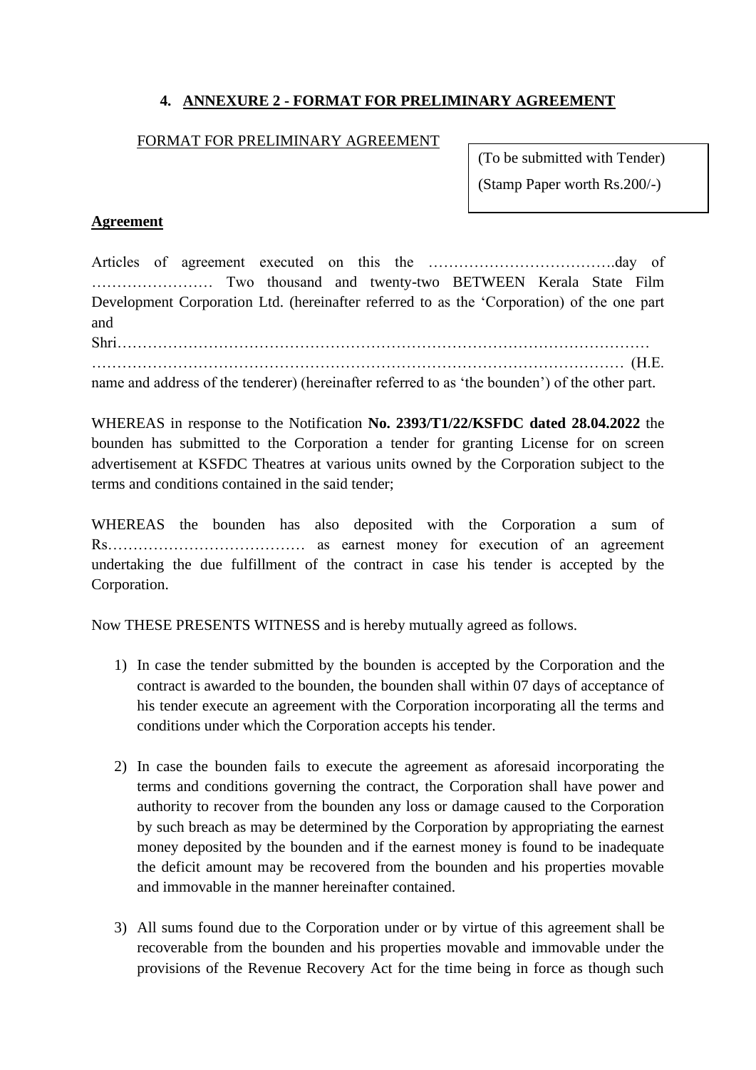## 4. ANNEXURE 2 - FORMAT FOR PRELIMINARY AGREEMENT

FORMAT FOR PRELIMINARY AGREEMENT

(To be submitted with Tender)

(Stamp Paper worth Rs.200/-)

**Agreement**

Articles of agreement executed on this the ……………………………….day of …………………… Two thousand and twenty-two BETWEEN Kerala State Film Development Corporation Ltd. (hereinafter referred to as the 'Corporation) of the one part and

Shri…………………………………………………………………………………………… ……………………………………………………………………………………………… (H.E. name and address of the tenderer) (hereinafter referred to as 'the bounden') of the other part.

WHEREAS in response to the Notification **No. 2393/T1/22/KSFDC dated 28.04.2022** the bounden has submitted to the Corporation a tender for granting License for on screen advertisement at KSFDC Theatres at various units owned by the Corporation subject to the terms and conditions contained in the said tender;

WHEREAS the bounden has also deposited with the Corporation a sum of Rs………………………………… as earnest money for execution of an agreement undertaking the due fulfillment of the contract in case his tender is accepted by the Corporation.

Now THESE PRESENTS WITNESS and is hereby mutually agreed as follows.

1) In case the tender submitted by the bounden is accepted by the Corporation and the contract is awarded to the bounden, the bounden shall within 07 days of acceptance of his tender execute an agreement with the Corporation incorporating all the terms and conditions under which the Corporation accepts his tender.

2) In case the bounden fails to execute the agreement as aforesaid incorporating the terms and conditions governing the contract, the Corporation shall have power and authority to recover from the bounden any loss or damage caused to the Corporation by such breach as may be determined by the Corporation by appropriating the earnest money deposited by the bounden and if the earnest money is found to be inadequate the deficit amount may be recovered from the bounden and his properties movable and immovable in the manner hereinafter contained.

3) All sums found due to the Corporation under or by virtue of this agreement shall be recoverable from the bounden and his properties movable and immovable under the provisions of the Revenue Recovery Act for the time being in force as though such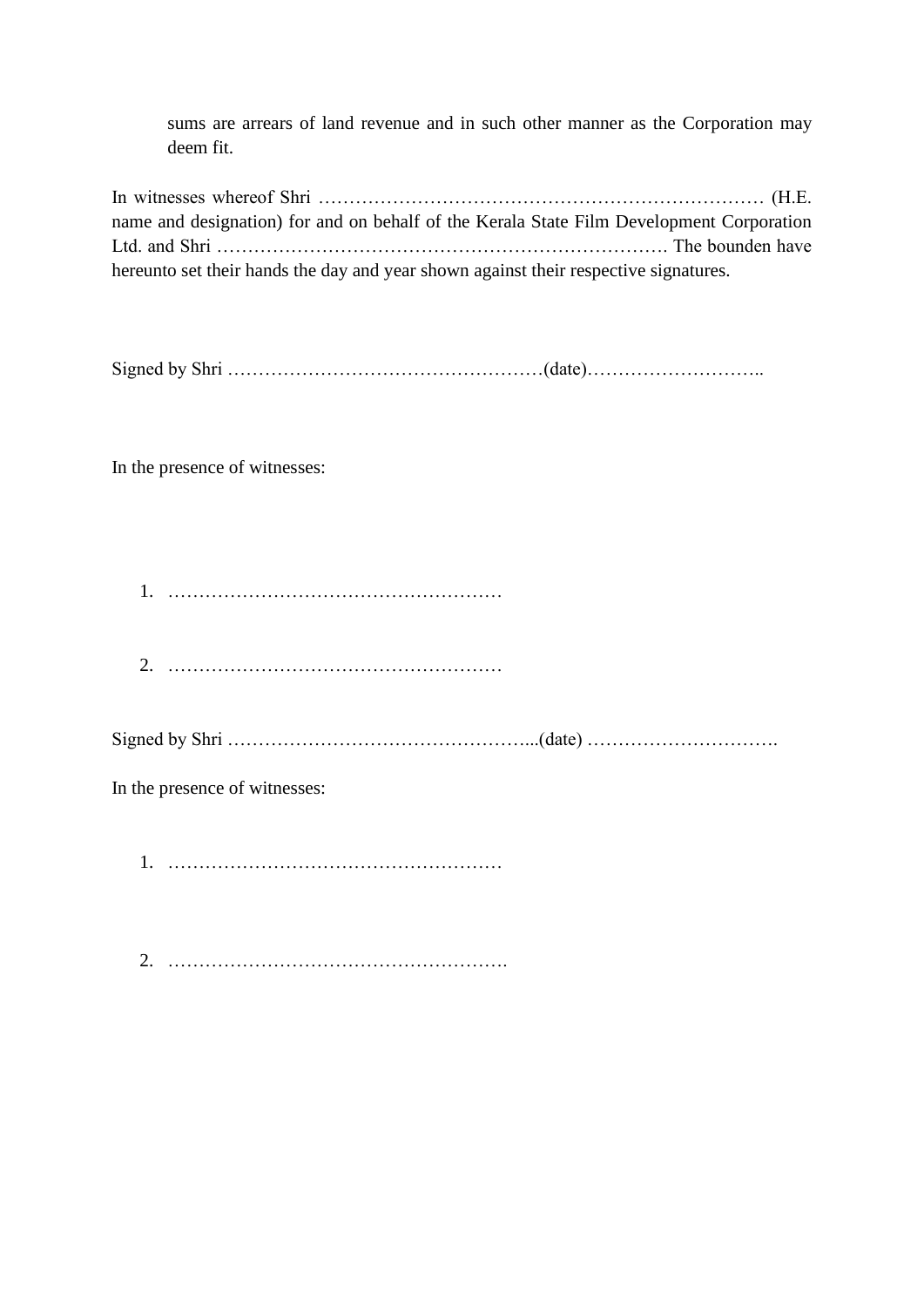sums are arrears of land revenue and in such other manner as the Corporation may deem fit.

In witnesses whereof Shri ……………………………………………………………… (H.E. name and designation) for and on behalf of the Kerala State Film Development Corporation Ltd. and Shri ………………………………………………………………. The bounden have hereunto set their hands the day and year shown against their respective signatures.

Signed by Shri ……………………………………………(date)………………………..

In the presence of witnesses:

1. ………………………………………………
2. ………………………………………………

Signed by Shri …………………………………………...(date) ………………………….

In the presence of witnesses:

1. ………………………………………………
2. ……………………………………………….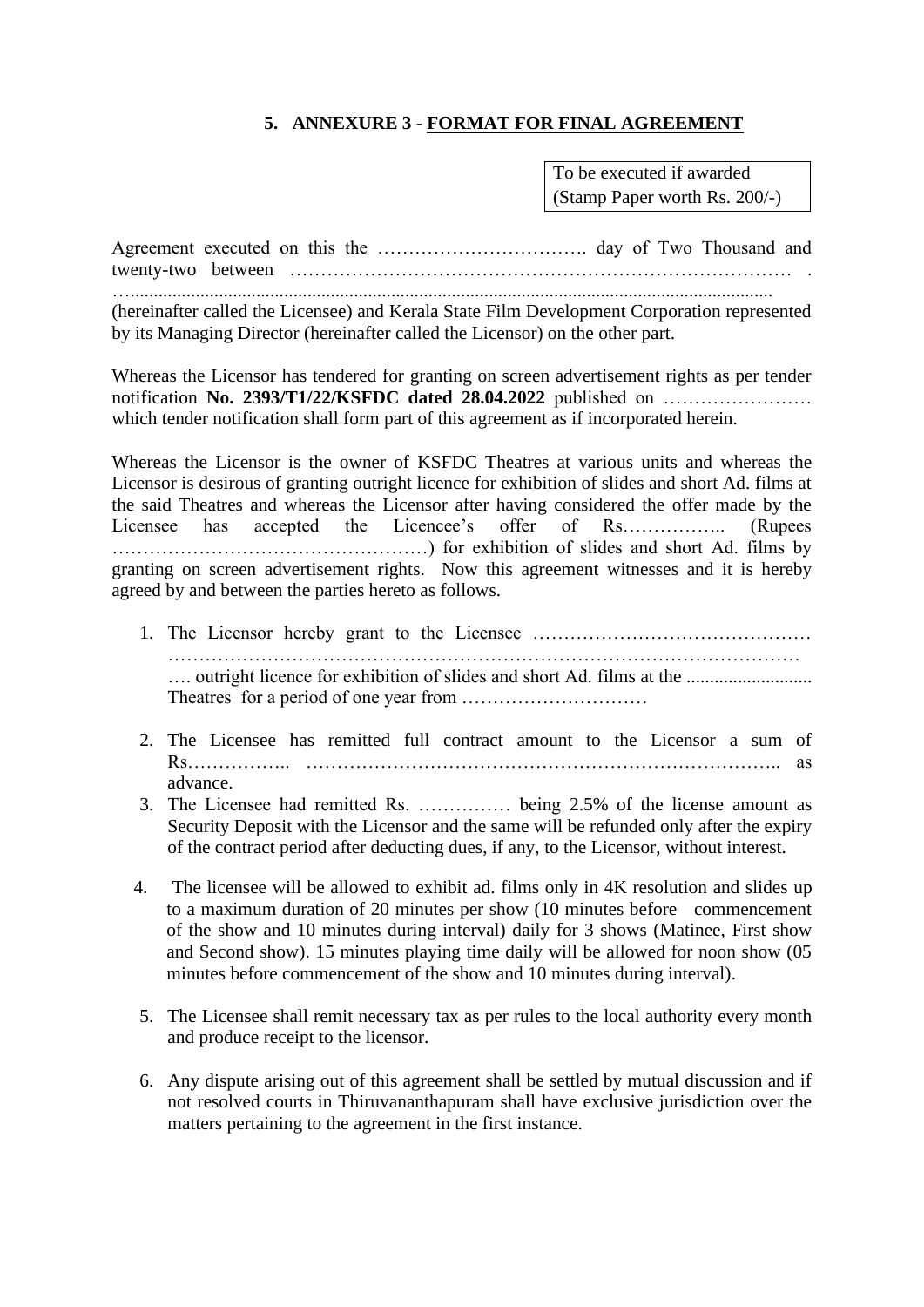## 5. ANNEXURE 3 - FORMAT FOR FINAL AGREEMENT

| To be executed if awarded (Stamp Paper worth Rs. 200/-) |
|---|

Agreement executed on this the ……………………………. day of Two Thousand and twenty-two between ………………………………………………………………………. . …......................................................................................................................................... (hereinafter called the Licensee) and Kerala State Film Development Corporation represented by its Managing Director (hereinafter called the Licensor) on the other part.

Whereas the Licensor has tendered for granting on screen advertisement rights as per tender notification **No. 2393/T1/22/KSFDC dated 28.04.2022** published on …………………… which tender notification shall form part of this agreement as if incorporated herein.

Whereas the Licensor is the owner of KSFDC Theatres at various units and whereas the Licensor is desirous of granting outright licence for exhibition of slides and short Ad. films at the said Theatres and whereas the Licensor after having considered the offer made by the Licensee has accepted the Licencee's offer of Rs…………….. (Rupees ……………………………………………) for exhibition of slides and short Ad. films by granting on screen advertisement rights. Now this agreement witnesses and it is hereby agreed by and between the parties hereto as follows.

1. The Licensor hereby grant to the Licensee ……………………………………… ……………………………………………………………………………………… …. outright licence for exhibition of slides and short Ad. films at the .......................... Theatres for a period of one year from …………………………
2. The Licensee has remitted full contract amount to the Licensor a sum of Rs…………….. ………………………………………………………………….. as advance.
3. The Licensee had remitted Rs. …………… being 2.5% of the license amount as Security Deposit with the Licensor and the same will be refunded only after the expiry of the contract period after deducting dues, if any, to the Licensor, without interest.
4. The licensee will be allowed to exhibit ad. films only in 4K resolution and slides up to a maximum duration of 20 minutes per show (10 minutes before commencement of the show and 10 minutes during interval) daily for 3 shows (Matinee, First show and Second show). 15 minutes playing time daily will be allowed for noon show (05 minutes before commencement of the show and 10 minutes during interval).
5. The Licensee shall remit necessary tax as per rules to the local authority every month and produce receipt to the licensor.
6. Any dispute arising out of this agreement shall be settled by mutual discussion and if not resolved courts in Thiruvananthapuram shall have exclusive jurisdiction over the matters pertaining to the agreement in the first instance.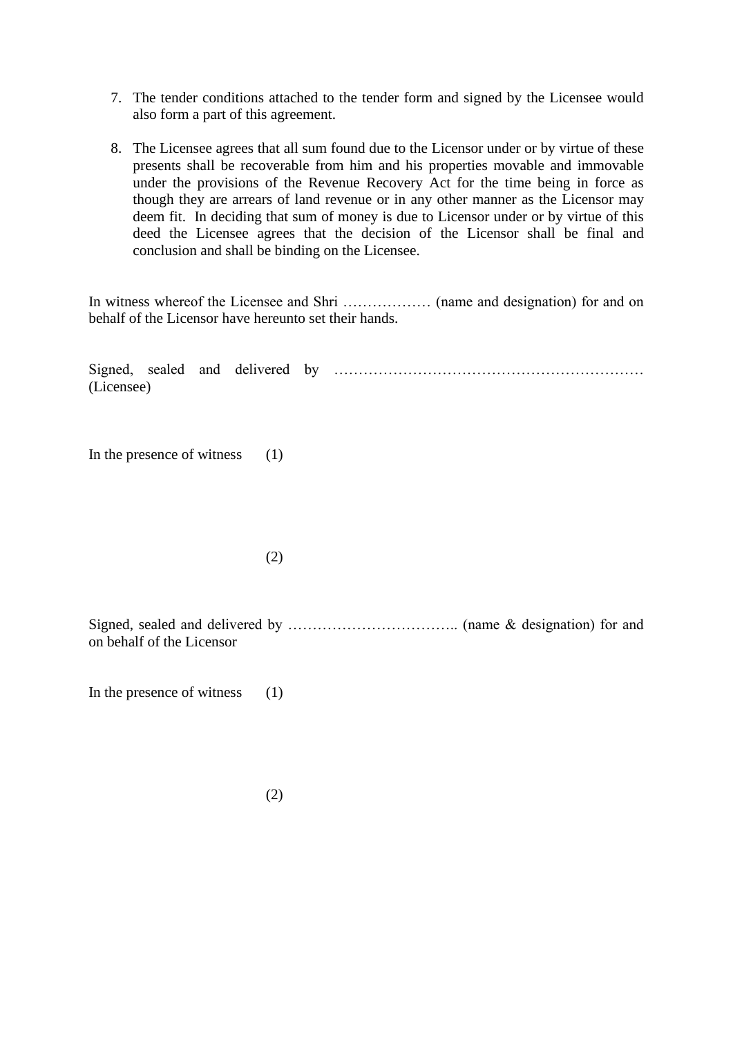7. The tender conditions attached to the tender form and signed by the Licensee would also form a part of this agreement.

8. The Licensee agrees that all sum found due to the Licensor under or by virtue of these presents shall be recoverable from him and his properties movable and immovable under the provisions of the Revenue Recovery Act for the time being in force as though they are arrears of land revenue or in any other manner as the Licensor may deem fit. In deciding that sum of money is due to Licensor under or by virtue of this deed the Licensee agrees that the decision of the Licensor shall be final and conclusion and shall be binding on the Licensee.

In witness whereof the Licensee and Shri ……………… (name and designation) for and on behalf of the Licensor have hereunto set their hands.

Signed, sealed and delivered by ……………………………………………………… (Licensee)

In the presence of witness (1)

(2)

Signed, sealed and delivered by …………………………….. (name & designation) for and on behalf of the Licensor

In the presence of witness (1)

(2)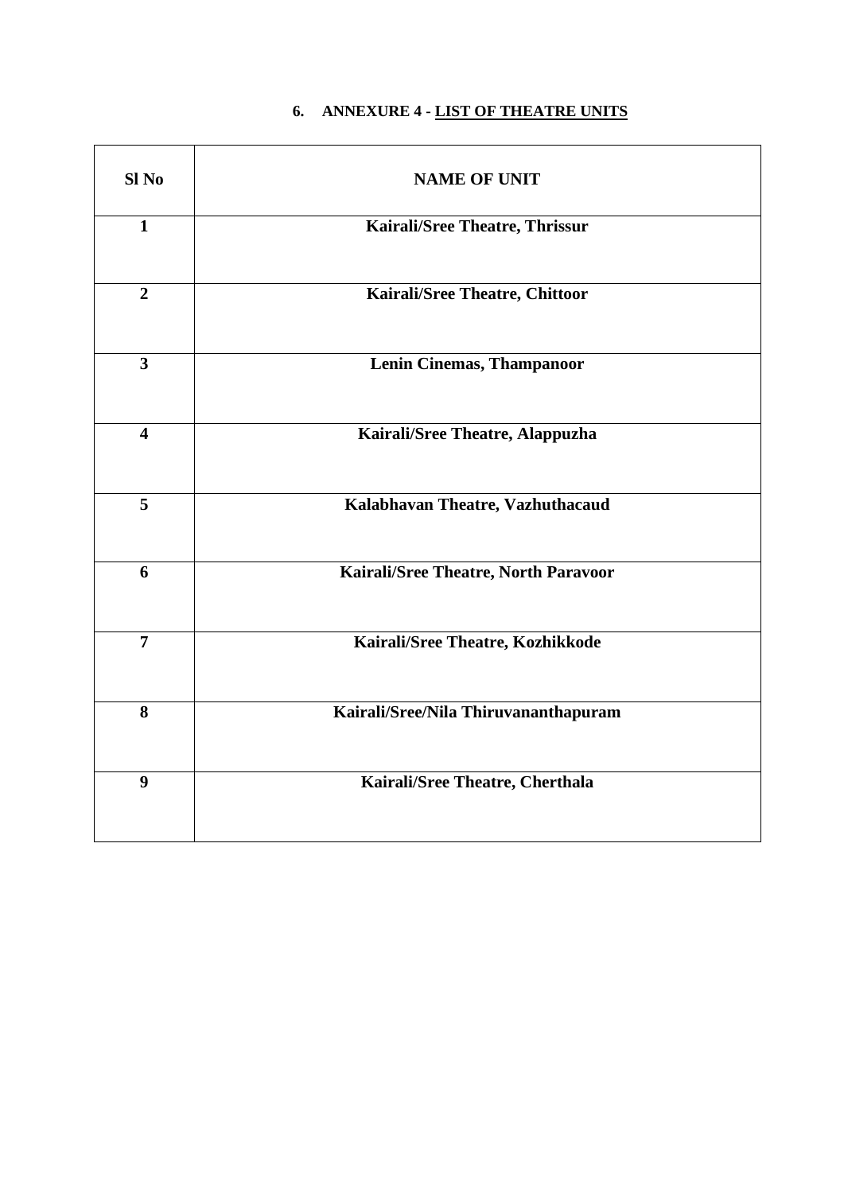## 6. ANNEXURE 4 - LIST OF THEATRE UNITS

| Sl No | NAME OF UNIT |
|---|---|
| 1 | Kairali/Sree Theatre, Thrissur |
| 2 | Kairali/Sree Theatre, Chittoor |
| 3 | Lenin Cinemas, Thampanoor |
| 4 | Kairali/Sree Theatre, Alappuzha |
| 5 | Kalabhavan Theatre, Vazhuthacaud |
| 6 | Kairali/Sree Theatre, North Paravoor |
| 7 | Kairali/Sree Theatre, Kozhikkode |
| 8 | Kairali/Sree/Nila Thiruvananthapuram |
| 9 | Kairali/Sree Theatre, Cherthala |